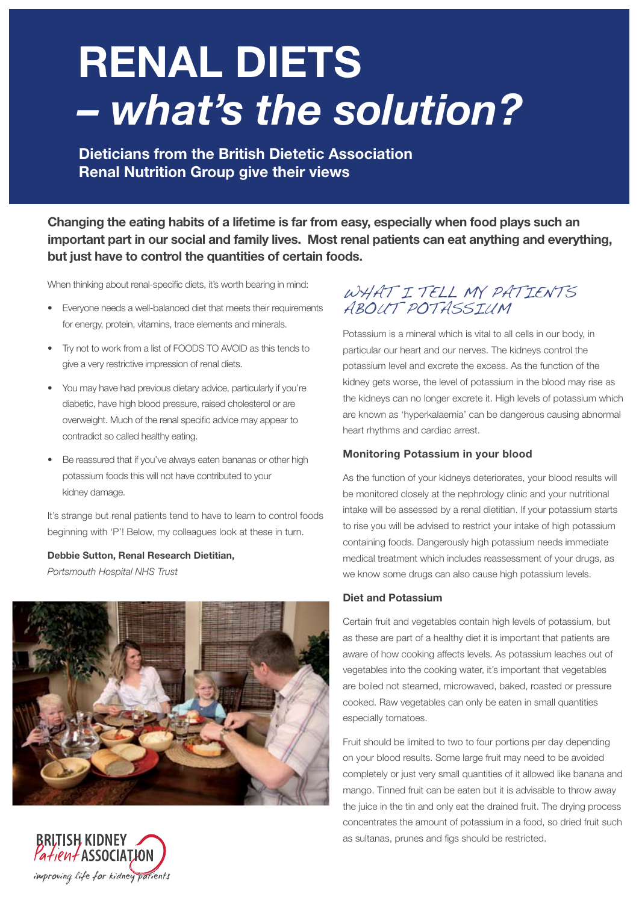# RENAL DIETS – *what's the solution?*

**Dieticians from the British Dietetic Association Renal Nutrition Group give their views**

**Changing the eating habits of a lifetime is far from easy, especially when food plays such an important part in our social and family lives. Most renal patients can eat anything and everything, but just have to control the quantities of certain foods.**

When thinking about renal-specific diets, it's worth bearing in mind:

- Everyone needs a well-balanced diet that meets their requirements for energy, protein, vitamins, trace elements and minerals.
- Try not to work from a list of FOODS TO AVOID as this tends to give a very restrictive impression of renal diets.
- You may have had previous dietary advice, particularly if you're diabetic, have high blood pressure, raised cholesterol or are overweight. Much of the renal specific advice may appear to contradict so called healthy eating.
- Be reassured that if you've always eaten bananas or other high potassium foods this will not have contributed to your kidney damage.

It's strange but renal patients tend to have to learn to control foods beginning with 'P'! Below, my colleagues look at these in turn.

**Debbie Sutton, Renal Research Dietitian,**
*Portsmouth Hospital NHS Trust*

BRITISH KIDNEY Patient ASSOCIATION
*improving life for kidney patients*

## WHAT I TELL MY PATIENTS ABOUT POTASSIUM

Potassium is a mineral which is vital to all cells in our body, in particular our heart and our nerves. The kidneys control the potassium level and excrete the excess. As the function of the kidney gets worse, the level of potassium in the blood may rise as the kidneys can no longer excrete it. High levels of potassium which are known as 'hyperkalaemia' can be dangerous causing abnormal heart rhythms and cardiac arrest.

### Monitoring Potassium in your blood

As the function of your kidneys deteriorates, your blood results will be monitored closely at the nephrology clinic and your nutritional intake will be assessed by a renal dietitian. If your potassium starts to rise you will be advised to restrict your intake of high potassium containing foods. Dangerously high potassium needs immediate medical treatment which includes reassessment of your drugs, as we know some drugs can also cause high potassium levels.

### Diet and Potassium

Certain fruit and vegetables contain high levels of potassium, but as these are part of a healthy diet it is important that patients are aware of how cooking affects levels. As potassium leaches out of vegetables into the cooking water, it's important that vegetables are boiled not steamed, microwaved, baked, roasted or pressure cooked. Raw vegetables can only be eaten in small quantities especially tomatoes.

Fruit should be limited to two to four portions per day depending on your blood results. Some large fruit may need to be avoided completely or just very small quantities of it allowed like banana and mango. Tinned fruit can be eaten but it is advisable to throw away the juice in the tin and only eat the drained fruit. The drying process concentrates the amount of potassium in a food, so dried fruit such as sultanas, prunes and figs should be restricted.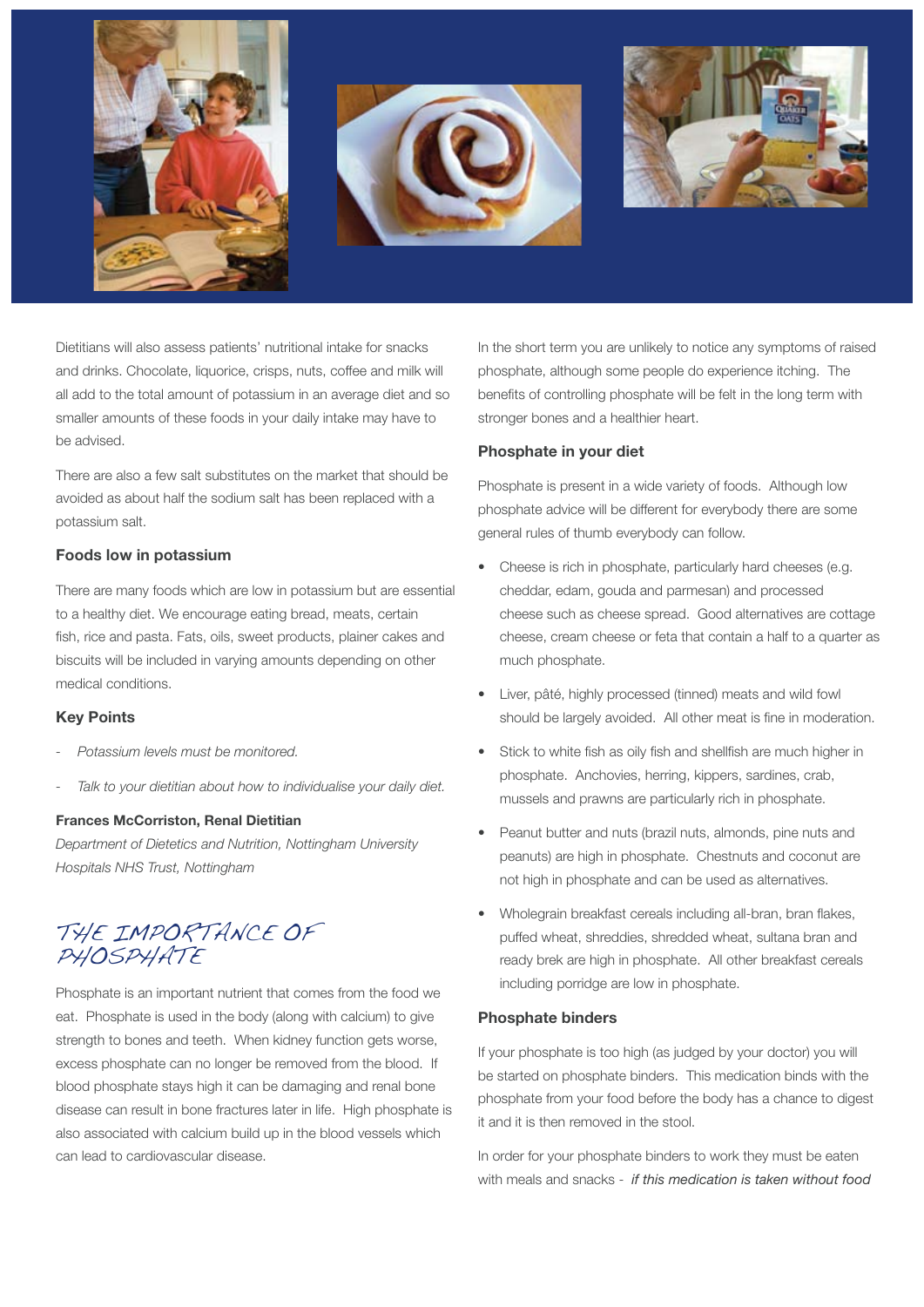Dietitians will also assess patients' nutritional intake for snacks and drinks. Chocolate, liquorice, crisps, nuts, coffee and milk will all add to the total amount of potassium in an average diet and so smaller amounts of these foods in your daily intake may have to be advised.

There are also a few salt substitutes on the market that should be avoided as about half the sodium salt has been replaced with a potassium salt.

### Foods low in potassium

There are many foods which are low in potassium but are essential to a healthy diet. We encourage eating bread, meats, certain fish, rice and pasta. Fats, oils, sweet products, plainer cakes and biscuits will be included in varying amounts depending on other medical conditions.

### Key Points

- *Potassium levels must be monitored.*
- *Talk to your dietitian about how to individualise your daily diet.*

**Frances McCorriston, Renal Dietitian**
*Department of Dietetics and Nutrition, Nottingham University Hospitals NHS Trust, Nottingham*

## THE IMPORTANCE OF PHOSPHATE

Phosphate is an important nutrient that comes from the food we eat. Phosphate is used in the body (along with calcium) to give strength to bones and teeth. When kidney function gets worse, excess phosphate can no longer be removed from the blood. If blood phosphate stays high it can be damaging and renal bone disease can result in bone fractures later in life. High phosphate is also associated with calcium build up in the blood vessels which can lead to cardiovascular disease.

In the short term you are unlikely to notice any symptoms of raised phosphate, although some people do experience itching. The benefits of controlling phosphate will be felt in the long term with stronger bones and a healthier heart.

### Phosphate in your diet

Phosphate is present in a wide variety of foods. Although low phosphate advice will be different for everybody there are some general rules of thumb everybody can follow.

- Cheese is rich in phosphate, particularly hard cheeses (e.g. cheddar, edam, gouda and parmesan) and processed cheese such as cheese spread. Good alternatives are cottage cheese, cream cheese or feta that contain a half to a quarter as much phosphate.
- Liver, pâté, highly processed (tinned) meats and wild fowl should be largely avoided. All other meat is fine in moderation.
- Stick to white fish as oily fish and shellfish are much higher in phosphate. Anchovies, herring, kippers, sardines, crab, mussels and prawns are particularly rich in phosphate.
- Peanut butter and nuts (brazil nuts, almonds, pine nuts and peanuts) are high in phosphate. Chestnuts and coconut are not high in phosphate and can be used as alternatives.
- Wholegrain breakfast cereals including all-bran, bran flakes, puffed wheat, shreddies, shredded wheat, sultana bran and ready brek are high in phosphate. All other breakfast cereals including porridge are low in phosphate.

### Phosphate binders

If your phosphate is too high (as judged by your doctor) you will be started on phosphate binders. This medication binds with the phosphate from your food before the body has a chance to digest it and it is then removed in the stool.

In order for your phosphate binders to work they must be eaten with meals and snacks - *if this medication is taken without food*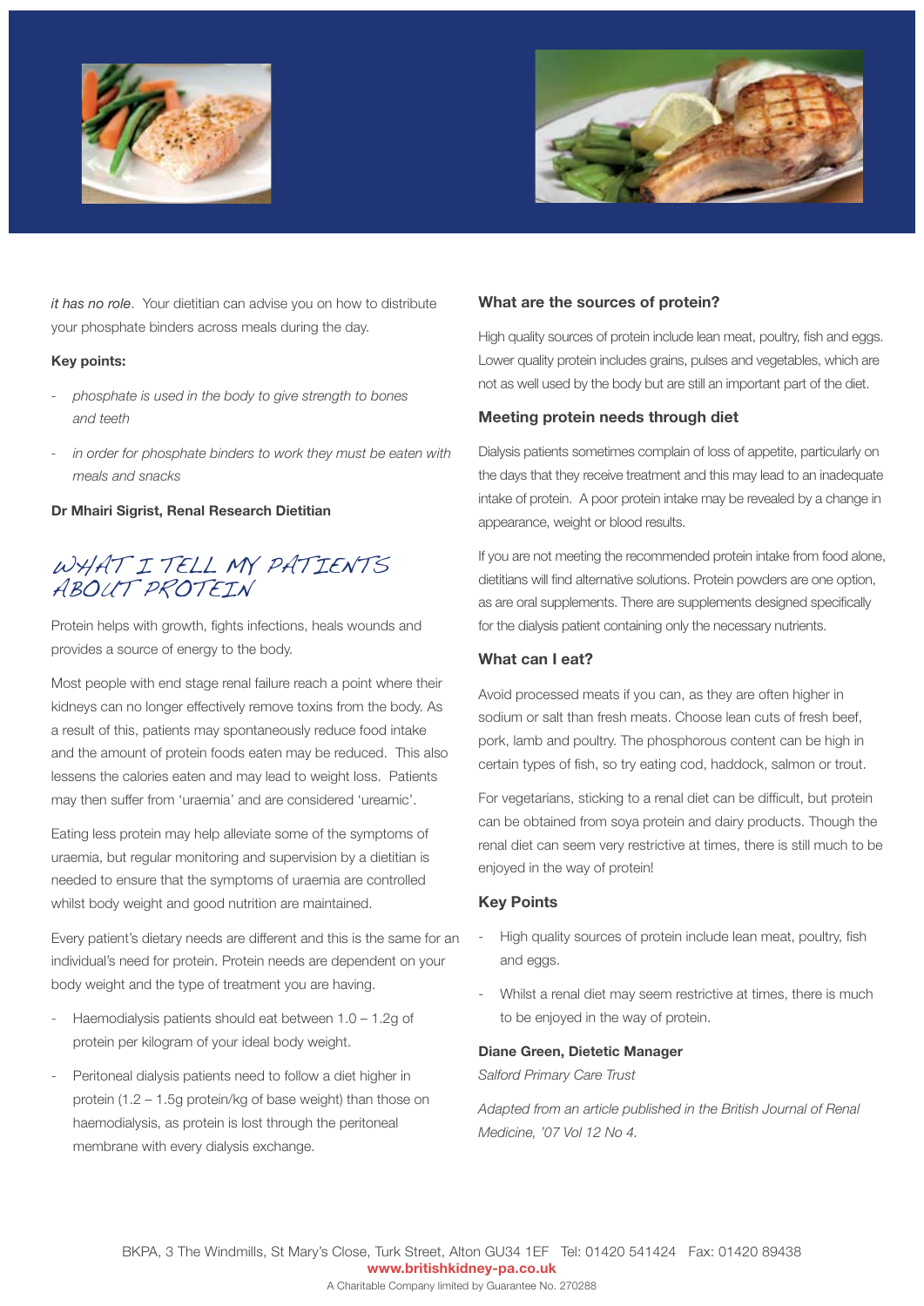*it has no role*. Your dietitian can advise you on how to distribute your phosphate binders across meals during the day.

**Key points:**

- *phosphate is used in the body to give strength to bones and teeth*
- *in order for phosphate binders to work they must be eaten with meals and snacks*

**Dr Mhairi Sigrist, Renal Research Dietitian**

## WHAT I TELL MY PATIENTS ABOUT PROTEIN

Protein helps with growth, fights infections, heals wounds and provides a source of energy to the body.

Most people with end stage renal failure reach a point where their kidneys can no longer effectively remove toxins from the body. As a result of this, patients may spontaneously reduce food intake and the amount of protein foods eaten may be reduced. This also lessens the calories eaten and may lead to weight loss. Patients may then suffer from 'uraemia' and are considered 'ureamic'.

Eating less protein may help alleviate some of the symptoms of uraemia, but regular monitoring and supervision by a dietitian is needed to ensure that the symptoms of uraemia are controlled whilst body weight and good nutrition are maintained.

Every patient's dietary needs are different and this is the same for an individual's need for protein. Protein needs are dependent on your body weight and the type of treatment you are having.

- Haemodialysis patients should eat between 1.0 – 1.2g of protein per kilogram of your ideal body weight.
- Peritoneal dialysis patients need to follow a diet higher in protein (1.2 – 1.5g protein/kg of base weight) than those on haemodialysis, as protein is lost through the peritoneal membrane with every dialysis exchange.

### What are the sources of protein?

High quality sources of protein include lean meat, poultry, fish and eggs. Lower quality protein includes grains, pulses and vegetables, which are not as well used by the body but are still an important part of the diet.

### Meeting protein needs through diet

Dialysis patients sometimes complain of loss of appetite, particularly on the days that they receive treatment and this may lead to an inadequate intake of protein. A poor protein intake may be revealed by a change in appearance, weight or blood results.

If you are not meeting the recommended protein intake from food alone, dietitians will find alternative solutions. Protein powders are one option, as are oral supplements. There are supplements designed specifically for the dialysis patient containing only the necessary nutrients.

### What can I eat?

Avoid processed meats if you can, as they are often higher in sodium or salt than fresh meats. Choose lean cuts of fresh beef, pork, lamb and poultry. The phosphorous content can be high in certain types of fish, so try eating cod, haddock, salmon or trout.

For vegetarians, sticking to a renal diet can be difficult, but protein can be obtained from soya protein and dairy products. Though the renal diet can seem very restrictive at times, there is still much to be enjoyed in the way of protein!

### Key Points

- High quality sources of protein include lean meat, poultry, fish and eggs.
- Whilst a renal diet may seem restrictive at times, there is much to be enjoyed in the way of protein.

**Diane Green, Dietetic Manager**
*Salford Primary Care Trust*

*Adapted from an article published in the British Journal of Renal Medicine, '07 Vol 12 No 4.*

BKPA, 3 The Windmills, St Mary's Close, Turk Street, Alton GU34 1EF Tel: 01420 541424 Fax: 01420 89438
**www.britishkidney-pa.co.uk**
A Charitable Company limited by Guarantee No. 270288